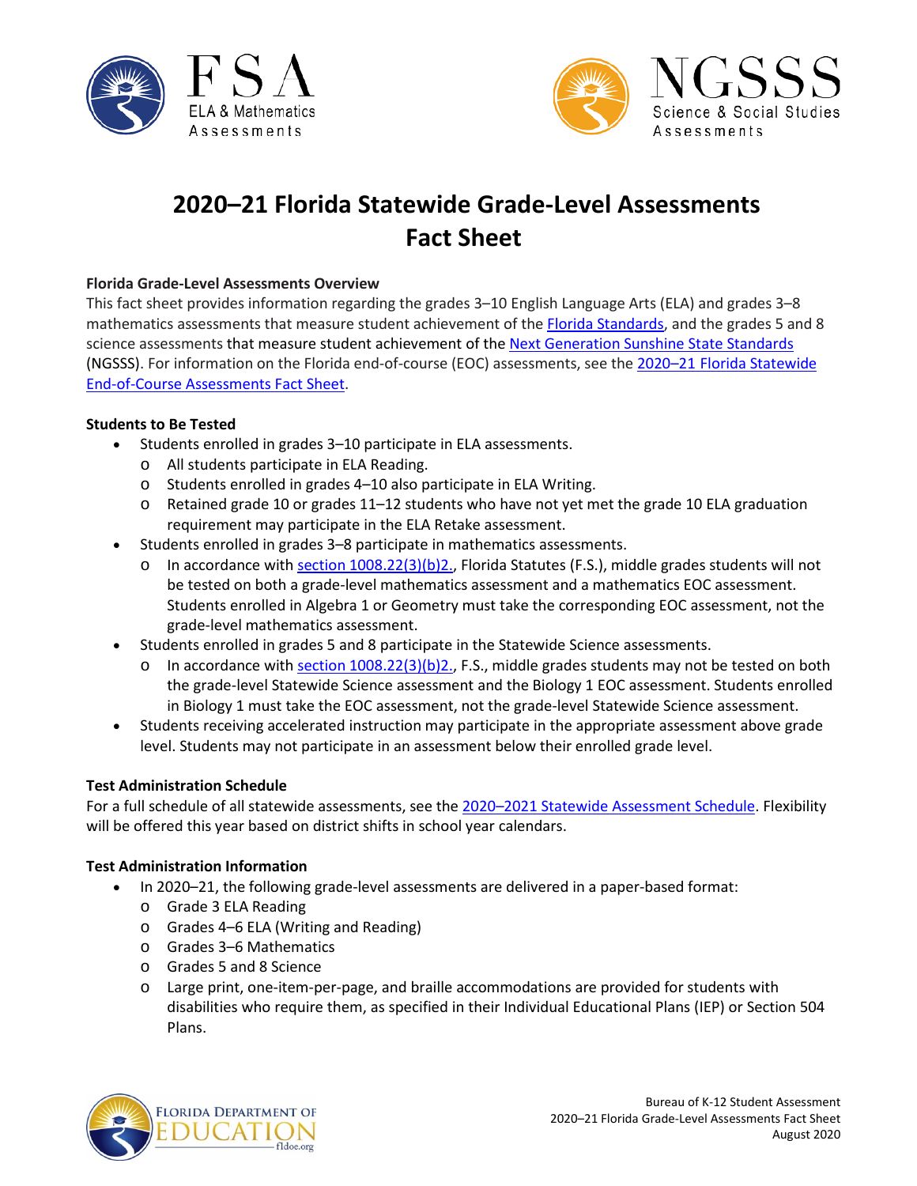# 2020–21 Florida Statewide Grade-Level Assessments Fact Sheet

**Florida Grade-Level Assessments Overview**

This fact sheet provides information regarding the grades 3–10 English Language Arts (ELA) and grades 3–8 mathematics assessments that measure student achievement of the Florida Standards, and the grades 5 and 8 science assessments that measure student achievement of the Next Generation Sunshine State Standards (NGSSS). For information on the Florida end-of-course (EOC) assessments, see the 2020–21 Florida Statewide End-of-Course Assessments Fact Sheet.

**Students to Be Tested**

- Students enrolled in grades 3–10 participate in ELA assessments.
  - All students participate in ELA Reading.
  - Students enrolled in grades 4–10 also participate in ELA Writing.
  - Retained grade 10 or grades 11–12 students who have not yet met the grade 10 ELA graduation requirement may participate in the ELA Retake assessment.
- Students enrolled in grades 3–8 participate in mathematics assessments.
  - In accordance with section 1008.22(3)(b)2., Florida Statutes (F.S.), middle grades students will not be tested on both a grade-level mathematics assessment and a mathematics EOC assessment. Students enrolled in Algebra 1 or Geometry must take the corresponding EOC assessment, not the grade-level mathematics assessment.
- Students enrolled in grades 5 and 8 participate in the Statewide Science assessments.
  - In accordance with section 1008.22(3)(b)2., F.S., middle grades students may not be tested on both the grade-level Statewide Science assessment and the Biology 1 EOC assessment. Students enrolled in Biology 1 must take the EOC assessment, not the grade-level Statewide Science assessment.
- Students receiving accelerated instruction may participate in the appropriate assessment above grade level. Students may not participate in an assessment below their enrolled grade level.

**Test Administration Schedule**

For a full schedule of all statewide assessments, see the 2020–2021 Statewide Assessment Schedule. Flexibility will be offered this year based on district shifts in school year calendars.

**Test Administration Information**

- In 2020–21, the following grade-level assessments are delivered in a paper-based format:
  - Grade 3 ELA Reading
  - Grades 4–6 ELA (Writing and Reading)
  - Grades 3–6 Mathematics
  - Grades 5 and 8 Science
  - Large print, one-item-per-page, and braille accommodations are provided for students with disabilities who require them, as specified in their Individual Educational Plans (IEP) or Section 504 Plans.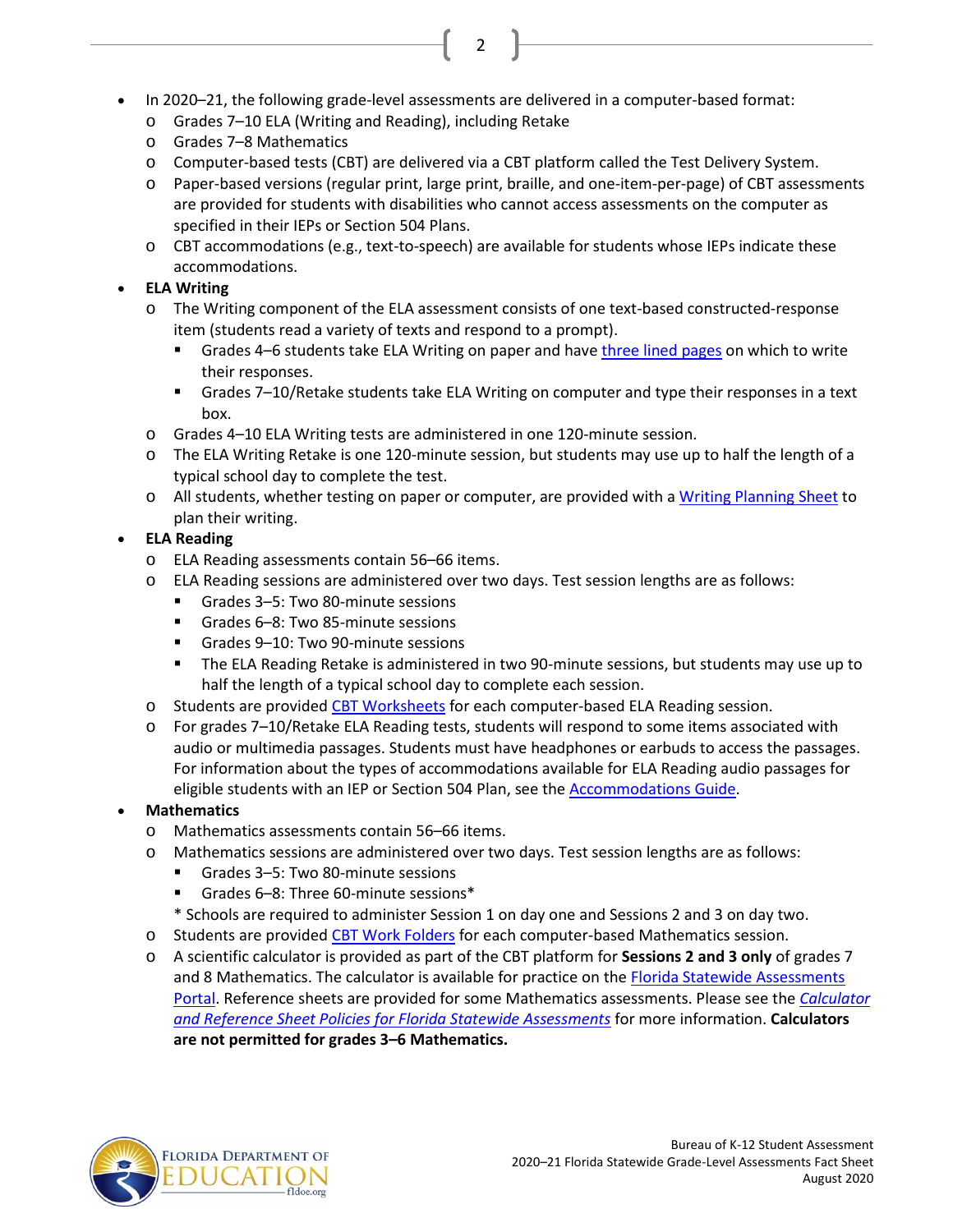- In 2020–21, the following grade-level assessments are delivered in a computer-based format:
  - Grades 7–10 ELA (Writing and Reading), including Retake
  - Grades 7–8 Mathematics
  - Computer-based tests (CBT) are delivered via a CBT platform called the Test Delivery System.
  - Paper-based versions (regular print, large print, braille, and one-item-per-page) of CBT assessments are provided for students with disabilities who cannot access assessments on the computer as specified in their IEPs or Section 504 Plans.
  - CBT accommodations (e.g., text-to-speech) are available for students whose IEPs indicate these accommodations.
- **ELA Writing**
  - The Writing component of the ELA assessment consists of one text-based constructed-response item (students read a variety of texts and respond to a prompt).
    - Grades 4–6 students take ELA Writing on paper and have three lined pages on which to write their responses.
    - Grades 7–10/Retake students take ELA Writing on computer and type their responses in a text box.
  - Grades 4–10 ELA Writing tests are administered in one 120-minute session.
  - The ELA Writing Retake is one 120-minute session, but students may use up to half the length of a typical school day to complete the test.
  - All students, whether testing on paper or computer, are provided with a Writing Planning Sheet to plan their writing.
- **ELA Reading**
  - ELA Reading assessments contain 56–66 items.
  - ELA Reading sessions are administered over two days. Test session lengths are as follows:
    - Grades 3–5: Two 80-minute sessions
    - Grades 6–8: Two 85-minute sessions
    - Grades 9–10: Two 90-minute sessions
    - The ELA Reading Retake is administered in two 90-minute sessions, but students may use up to half the length of a typical school day to complete each session.
  - Students are provided CBT Worksheets for each computer-based ELA Reading session.
  - For grades 7–10/Retake ELA Reading tests, students will respond to some items associated with audio or multimedia passages. Students must have headphones or earbuds to access the passages. For information about the types of accommodations available for ELA Reading audio passages for eligible students with an IEP or Section 504 Plan, see the Accommodations Guide.
- **Mathematics**
  - Mathematics assessments contain 56–66 items.
  - Mathematics sessions are administered over two days. Test session lengths are as follows:
    - Grades 3–5: Two 80-minute sessions
    - Grades 6–8: Three 60-minute sessions*

    \* Schools are required to administer Session 1 on day one and Sessions 2 and 3 on day two.
  - Students are provided CBT Work Folders for each computer-based Mathematics session.
  - A scientific calculator is provided as part of the CBT platform for **Sessions 2 and 3 only** of grades 7 and 8 Mathematics. The calculator is available for practice on the Florida Statewide Assessments Portal. Reference sheets are provided for some Mathematics assessments. Please see the *Calculator and Reference Sheet Policies for Florida Statewide Assessments* for more information. **Calculators are not permitted for grades 3–6 Mathematics.**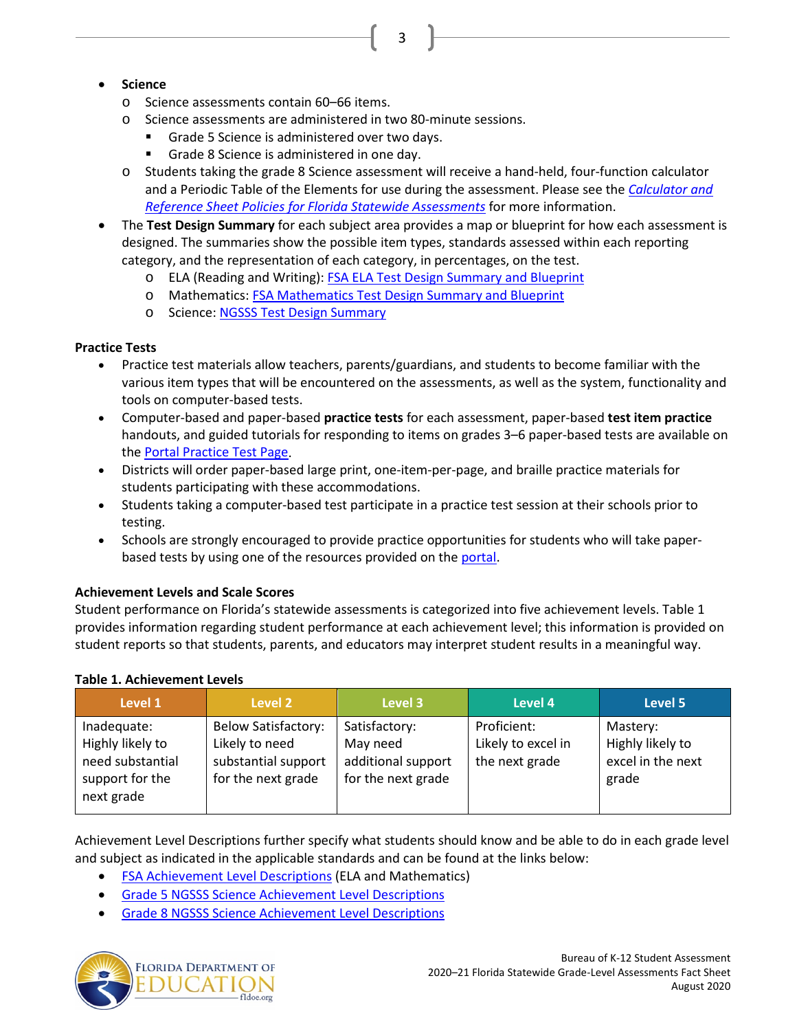- **Science**
  - Science assessments contain 60–66 items.
  - Science assessments are administered in two 80-minute sessions.
    - Grade 5 Science is administered over two days.
    - Grade 8 Science is administered in one day.
  - Students taking the grade 8 Science assessment will receive a hand-held, four-function calculator and a Periodic Table of the Elements for use during the assessment. Please see the *Calculator and Reference Sheet Policies for Florida Statewide Assessments* for more information.
- The **Test Design Summary** for each subject area provides a map or blueprint for how each assessment is designed. The summaries show the possible item types, standards assessed within each reporting category, and the representation of each category, in percentages, on the test.
  - ELA (Reading and Writing): FSA ELA Test Design Summary and Blueprint
  - Mathematics: FSA Mathematics Test Design Summary and Blueprint
  - Science: NGSSS Test Design Summary

### Practice Tests

- Practice test materials allow teachers, parents/guardians, and students to become familiar with the various item types that will be encountered on the assessments, as well as the system, functionality and tools on computer-based tests.
- Computer-based and paper-based **practice tests** for each assessment, paper-based **test item practice** handouts, and guided tutorials for responding to items on grades 3–6 paper-based tests are available on the Portal Practice Test Page.
- Districts will order paper-based large print, one-item-per-page, and braille practice materials for students participating with these accommodations.
- Students taking a computer-based test participate in a practice test session at their schools prior to testing.
- Schools are strongly encouraged to provide practice opportunities for students who will take paper-based tests by using one of the resources provided on the portal.

### Achievement Levels and Scale Scores

Student performance on Florida's statewide assessments is categorized into five achievement levels. Table 1 provides information regarding student performance at each achievement level; this information is provided on student reports so that students, parents, and educators may interpret student results in a meaningful way.

**Table 1. Achievement Levels**

| Level 1 | Level 2 | Level 3 | Level 4 | Level 5 |
|---|---|---|---|---|
| Inadequate: Highly likely to need substantial support for the next grade | Below Satisfactory: Likely to need substantial support for the next grade | Satisfactory: May need additional support for the next grade | Proficient: Likely to excel in the next grade | Mastery: Highly likely to excel in the next grade |

Achievement Level Descriptions further specify what students should know and be able to do in each grade level and subject as indicated in the applicable standards and can be found at the links below:

- FSA Achievement Level Descriptions (ELA and Mathematics)
- Grade 5 NGSSS Science Achievement Level Descriptions
- Grade 8 NGSSS Science Achievement Level Descriptions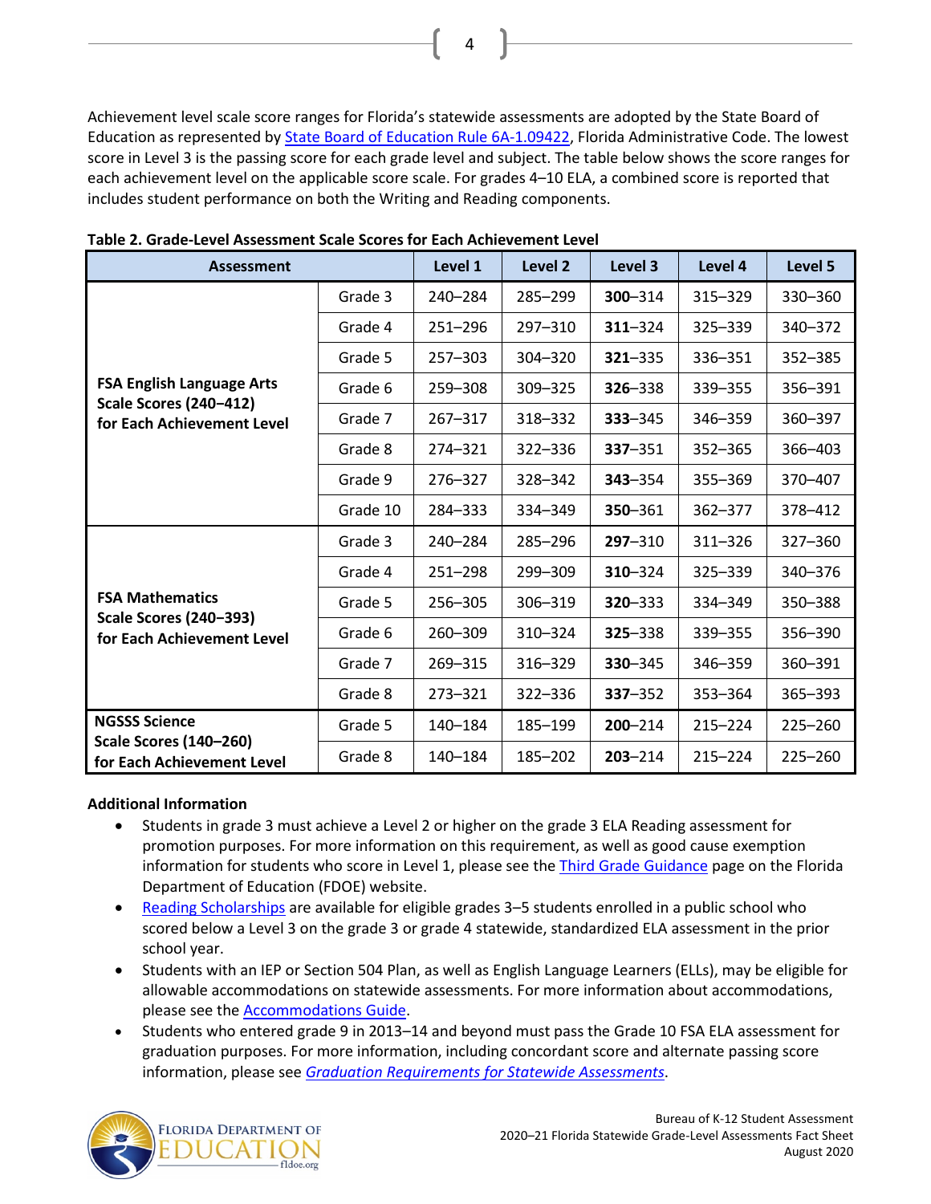Achievement level scale score ranges for Florida's statewide assessments are adopted by the State Board of Education as represented by State Board of Education Rule 6A-1.09422, Florida Administrative Code. The lowest score in Level 3 is the passing score for each grade level and subject. The table below shows the score ranges for each achievement level on the applicable score scale. For grades 4–10 ELA, a combined score is reported that includes student performance on both the Writing and Reading components.

**Table 2. Grade-Level Assessment Scale Scores for Each Achievement Level**

| Assessment | | Level 1 | Level 2 | Level 3 | Level 4 | Level 5 |
|---|---|---|---|---|---|---|
| **FSA English Language Arts Scale Scores (240–412) for Each Achievement Level** | Grade 3 | 240–284 | 285–299 | **300**–314 | 315–329 | 330–360 |
| | Grade 4 | 251–296 | 297–310 | **311**–324 | 325–339 | 340–372 |
| | Grade 5 | 257–303 | 304–320 | **321**–335 | 336–351 | 352–385 |
| | Grade 6 | 259–308 | 309–325 | **326**–338 | 339–355 | 356–391 |
| | Grade 7 | 267–317 | 318–332 | **333**–345 | 346–359 | 360–397 |
| | Grade 8 | 274–321 | 322–336 | **337**–351 | 352–365 | 366–403 |
| | Grade 9 | 276–327 | 328–342 | **343**–354 | 355–369 | 370–407 |
| | Grade 10 | 284–333 | 334–349 | **350**–361 | 362–377 | 378–412 |
| **FSA Mathematics Scale Scores (240–393) for Each Achievement Level** | Grade 3 | 240–284 | 285–296 | **297**–310 | 311–326 | 327–360 |
| | Grade 4 | 251–298 | 299–309 | **310**–324 | 325–339 | 340–376 |
| | Grade 5 | 256–305 | 306–319 | **320**–333 | 334–349 | 350–388 |
| | Grade 6 | 260–309 | 310–324 | **325**–338 | 339–355 | 356–390 |
| | Grade 7 | 269–315 | 316–329 | **330**–345 | 346–359 | 360–391 |
| | Grade 8 | 273–321 | 322–336 | **337**–352 | 353–364 | 365–393 |
| **NGSSS Science Scale Scores (140–260) for Each Achievement Level** | Grade 5 | 140–184 | 185–199 | **200**–214 | 215–224 | 225–260 |
| | Grade 8 | 140–184 | 185–202 | **203**–214 | 215–224 | 225–260 |

**Additional Information**

- Students in grade 3 must achieve a Level 2 or higher on the grade 3 ELA Reading assessment for promotion purposes. For more information on this requirement, as well as good cause exemption information for students who score in Level 1, please see the Third Grade Guidance page on the Florida Department of Education (FDOE) website.
- Reading Scholarships are available for eligible grades 3–5 students enrolled in a public school who scored below a Level 3 on the grade 3 or grade 4 statewide, standardized ELA assessment in the prior school year.
- Students with an IEP or Section 504 Plan, as well as English Language Learners (ELLs), may be eligible for allowable accommodations on statewide assessments. For more information about accommodations, please see the Accommodations Guide.
- Students who entered grade 9 in 2013–14 and beyond must pass the Grade 10 FSA ELA assessment for graduation purposes. For more information, including concordant score and alternate passing score information, please see *Graduation Requirements for Statewide Assessments*.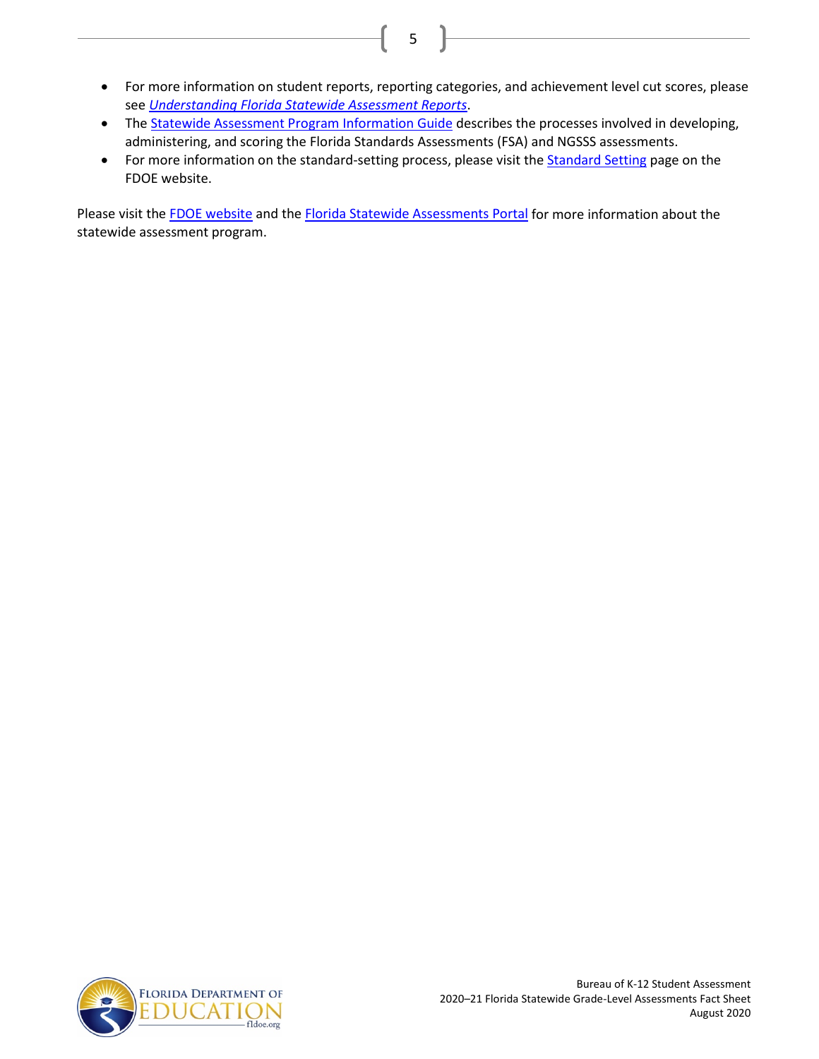- For more information on student reports, reporting categories, and achievement level cut scores, please see *Understanding Florida Statewide Assessment Reports*.
- The Statewide Assessment Program Information Guide describes the processes involved in developing, administering, and scoring the Florida Standards Assessments (FSA) and NGSSS assessments.
- For more information on the standard-setting process, please visit the Standard Setting page on the FDOE website.

Please visit the FDOE website and the Florida Statewide Assessments Portal for more information about the statewide assessment program.